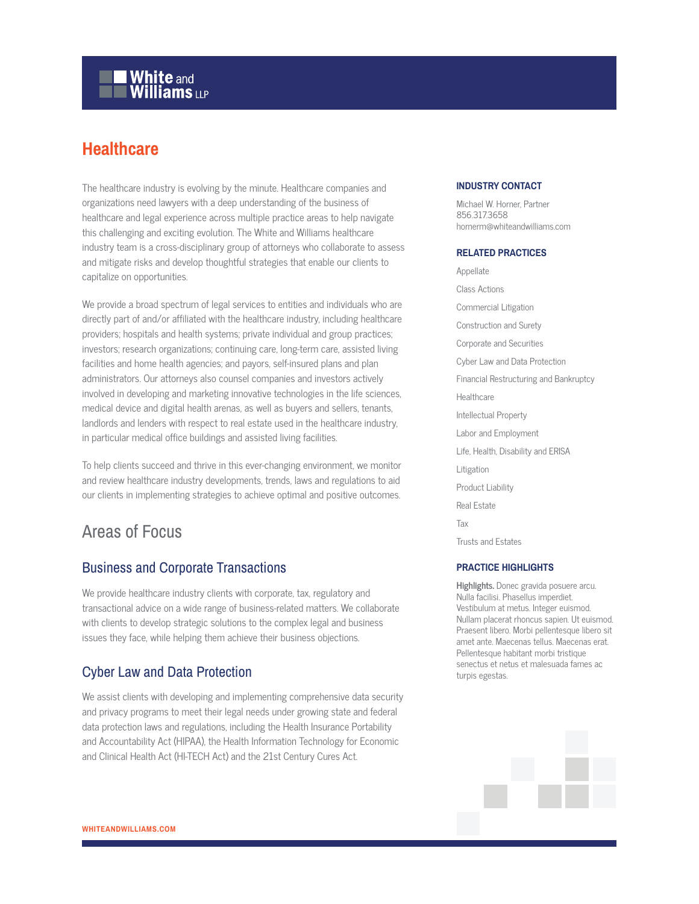**White and Williams LLP**

# Healthcare

The healthcare industry is evolving by the minute. Healthcare companies and organizations need lawyers with a deep understanding of the business of healthcare and legal experience across multiple practice areas to help navigate this challenging and exciting evolution. The White and Williams healthcare industry team is a cross-disciplinary group of attorneys who collaborate to assess and mitigate risks and develop thoughtful strategies that enable our clients to capitalize on opportunities.

We provide a broad spectrum of legal services to entities and individuals who are directly part of and/or affiliated with the healthcare industry, including healthcare providers; hospitals and health systems; private individual and group practices; investors; research organizations; continuing care, long-term care, assisted living facilities and home health agencies; and payors, self-insured plans and plan administrators. Our attorneys also counsel companies and investors actively involved in developing and marketing innovative technologies in the life sciences, medical device and digital health arenas, as well as buyers and sellers, tenants, landlords and lenders with respect to real estate used in the healthcare industry, in particular medical office buildings and assisted living facilities.

To help clients succeed and thrive in this ever-changing environment, we monitor and review healthcare industry developments, trends, laws and regulations to aid our clients in implementing strategies to achieve optimal and positive outcomes.

## Areas of Focus

### Business and Corporate Transactions

We provide healthcare industry clients with corporate, tax, regulatory and transactional advice on a wide range of business-related matters. We collaborate with clients to develop strategic solutions to the complex legal and business issues they face, while helping them achieve their business objections.

### Cyber Law and Data Protection

We assist clients with developing and implementing comprehensive data security and privacy programs to meet their legal needs under growing state and federal data protection laws and regulations, including the Health Insurance Portability and Accountability Act (HIPAA), the Health Information Technology for Economic and Clinical Health Act (HI-TECH Act) and the 21st Century Cures Act.

#### INDUSTRY CONTACT

Michael W. Horner, Partner
856.317.3658
hornerm@whiteandwilliams.com

#### RELATED PRACTICES

- Appellate
- Class Actions
- Commercial Litigation
- Construction and Surety
- Corporate and Securities
- Cyber Law and Data Protection
- Financial Restructuring and Bankruptcy
- Healthcare
- Intellectual Property
- Labor and Employment
- Life, Health, Disability and ERISA
- Litigation
- Product Liability
- Real Estate
- Tax
- Trusts and Estates

#### PRACTICE HIGHLIGHTS

**Highlights.** Donec gravida posuere arcu. Nulla facilisi. Phasellus imperdiet. Vestibulum at metus. Integer euismod. Nullam placerat rhoncus sapien. Ut euismod. Praesent libero. Morbi pellentesque libero sit amet ante. Maecenas tellus. Maecenas erat. Pellentesque habitant morbi tristique senectus et netus et malesuada fames ac turpis egestas.

WHITEANDWILLIAMS.COM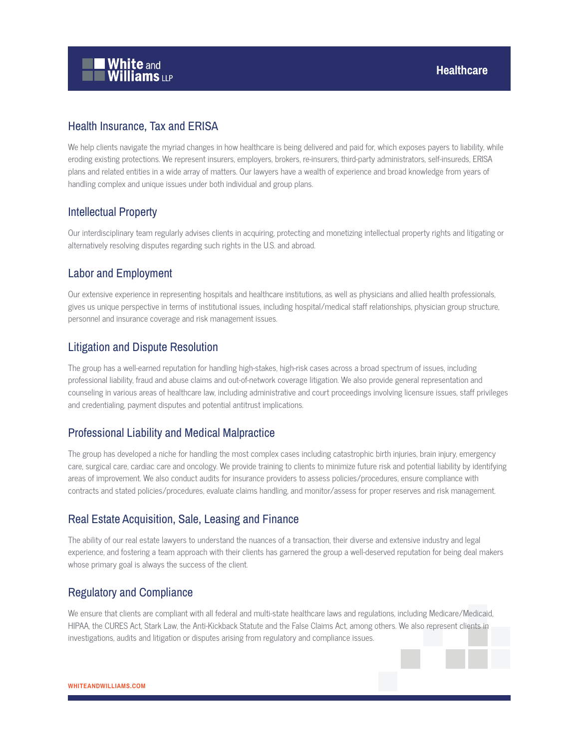## Health Insurance, Tax and ERISA

We help clients navigate the myriad changes in how healthcare is being delivered and paid for, which exposes payers to liability, while eroding existing protections. We represent insurers, employers, brokers, re-insurers, third-party administrators, self-insureds, ERISA plans and related entities in a wide array of matters. Our lawyers have a wealth of experience and broad knowledge from years of handling complex and unique issues under both individual and group plans.

## Intellectual Property

Our interdisciplinary team regularly advises clients in acquiring, protecting and monetizing intellectual property rights and litigating or alternatively resolving disputes regarding such rights in the U.S. and abroad.

## Labor and Employment

Our extensive experience in representing hospitals and healthcare institutions, as well as physicians and allied health professionals, gives us unique perspective in terms of institutional issues, including hospital/medical staff relationships, physician group structure, personnel and insurance coverage and risk management issues.

## Litigation and Dispute Resolution

The group has a well-earned reputation for handling high-stakes, high-risk cases across a broad spectrum of issues, including professional liability, fraud and abuse claims and out-of-network coverage litigation. We also provide general representation and counseling in various areas of healthcare law, including administrative and court proceedings involving licensure issues, staff privileges and credentialing, payment disputes and potential antitrust implications.

## Professional Liability and Medical Malpractice

The group has developed a niche for handling the most complex cases including catastrophic birth injuries, brain injury, emergency care, surgical care, cardiac care and oncology. We provide training to clients to minimize future risk and potential liability by identifying areas of improvement. We also conduct audits for insurance providers to assess policies/procedures, ensure compliance with contracts and stated policies/procedures, evaluate claims handling, and monitor/assess for proper reserves and risk management.

## Real Estate Acquisition, Sale, Leasing and Finance

The ability of our real estate lawyers to understand the nuances of a transaction, their diverse and extensive industry and legal experience, and fostering a team approach with their clients has garnered the group a well-deserved reputation for being deal makers whose primary goal is always the success of the client.

## Regulatory and Compliance

We ensure that clients are compliant with all federal and multi-state healthcare laws and regulations, including Medicare/Medicaid, HIPAA, the CURES Act, Stark Law, the Anti-Kickback Statute and the False Claims Act, among others. We also represent clients in investigations, audits and litigation or disputes arising from regulatory and compliance issues.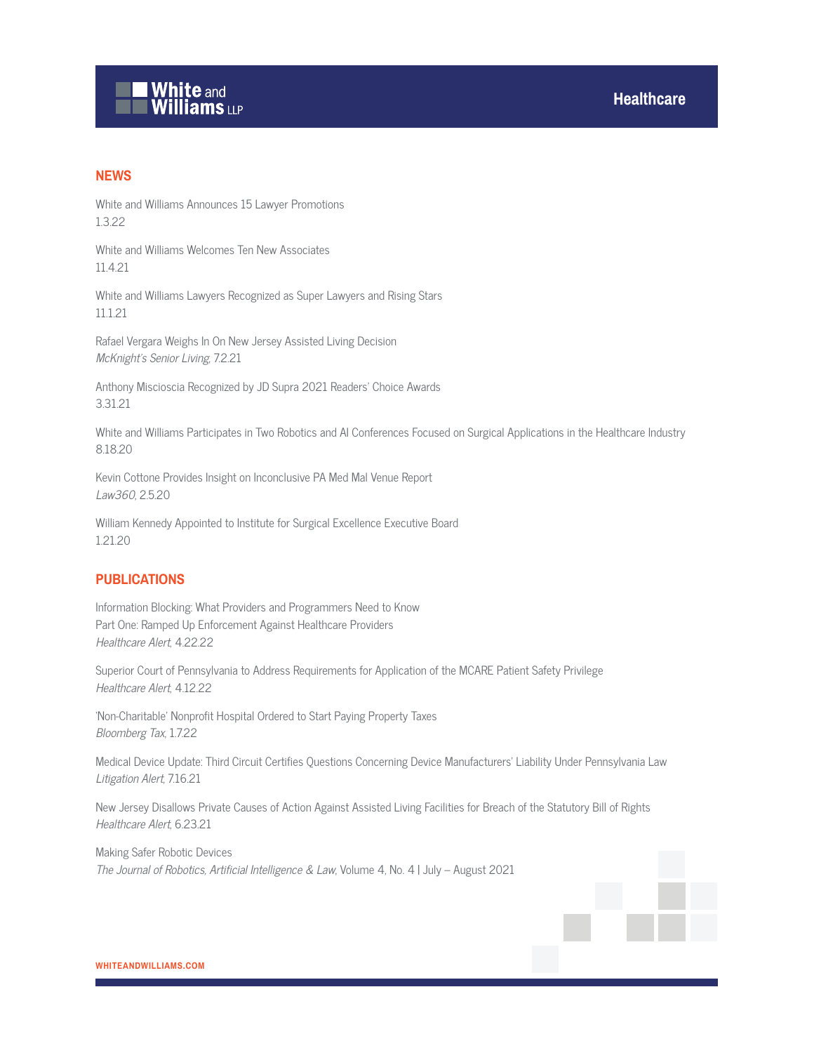## NEWS

White and Williams Announces 15 Lawyer Promotions
1.3.22

White and Williams Welcomes Ten New Associates
11.4.21

White and Williams Lawyers Recognized as Super Lawyers and Rising Stars
11.1.21

Rafael Vergara Weighs In On New Jersey Assisted Living Decision
*McKnight's Senior Living*, 7.2.21

Anthony Miscioscia Recognized by JD Supra 2021 Readers' Choice Awards
3.31.21

White and Williams Participates in Two Robotics and AI Conferences Focused on Surgical Applications in the Healthcare Industry
8.18.20

Kevin Cottone Provides Insight on Inconclusive PA Med Mal Venue Report
*Law360*, 2.5.20

William Kennedy Appointed to Institute for Surgical Excellence Executive Board
1.21.20

## PUBLICATIONS

Information Blocking: What Providers and Programmers Need to Know
Part One: Ramped Up Enforcement Against Healthcare Providers
*Healthcare Alert*, 4.22.22

Superior Court of Pennsylvania to Address Requirements for Application of the MCARE Patient Safety Privilege
*Healthcare Alert*, 4.12.22

'Non-Charitable' Nonprofit Hospital Ordered to Start Paying Property Taxes
*Bloomberg Tax*, 1.7.22

Medical Device Update: Third Circuit Certifies Questions Concerning Device Manufacturers' Liability Under Pennsylvania Law
*Litigation Alert*, 7.16.21

New Jersey Disallows Private Causes of Action Against Assisted Living Facilities for Breach of the Statutory Bill of Rights
*Healthcare Alert*, 6.23.21

Making Safer Robotic Devices
*The Journal of Robotics, Artificial Intelligence & Law*, Volume 4, No. 4 | July – August 2021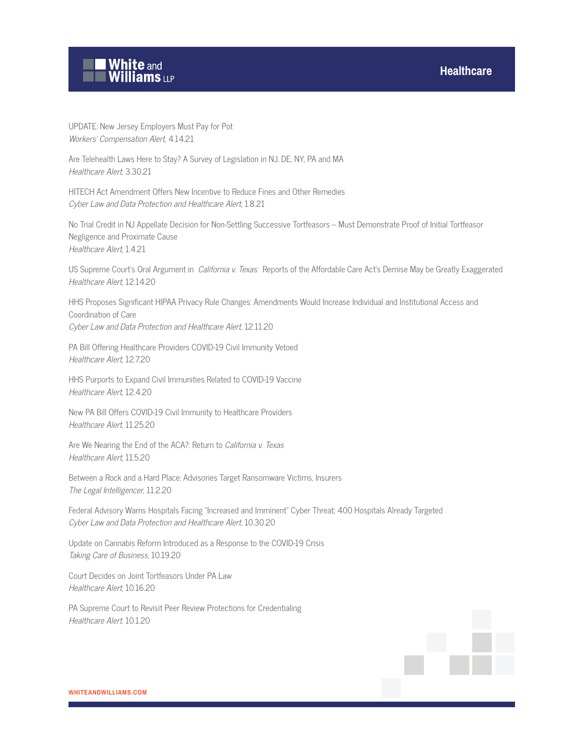UPDATE: New Jersey Employers Must Pay for Pot
*Workers' Compensation Alert*, 4.14.21

Are Telehealth Laws Here to Stay? A Survey of Legislation in NJ, DE, NY, PA and MA
*Healthcare Alert*, 3.30.21

HITECH Act Amendment Offers New Incentive to Reduce Fines and Other Remedies
*Cyber Law and Data Protection and Healthcare Alert*, 1.8.21

No Trial Credit in NJ Appellate Decision for Non-Settling Successive Tortfeasors – Must Demonstrate Proof of Initial Tortfeasor Negligence and Proximate Cause
*Healthcare Alert*, 1.4.21

US Supreme Court's Oral Argument in *California v. Texas:* Reports of the Affordable Care Act's Demise May be Greatly Exaggerated
*Healthcare Alert*, 12.14.20

HHS Proposes Significant HIPAA Privacy Rule Changes: Amendments Would Increase Individual and Institutional Access and Coordination of Care
*Cyber Law and Data Protection and Healthcare Alert*, 12.11.20

PA Bill Offering Healthcare Providers COVID-19 Civil Immunity Vetoed
*Healthcare Alert*, 12.7.20

HHS Purports to Expand Civil Immunities Related to COVID-19 Vaccine
*Healthcare Alert*, 12.4.20

New PA Bill Offers COVID-19 Civil Immunity to Healthcare Providers
*Healthcare Alert*, 11.25.20

Are We Nearing the End of the ACA?: Return to *California v. Texas*
*Healthcare Alert*, 11.5.20

Between a Rock and a Hard Place: Advisories Target Ransomware Victims, Insurers
*The Legal Intelligencer*, 11.2.20

Federal Advisory Warns Hospitals Facing "Increased and Imminent" Cyber Threat; 400 Hospitals Already Targeted
*Cyber Law and Data Protection and Healthcare Alert*, 10.30.20

Update on Cannabis Reform Introduced as a Response to the COVID-19 Crisis
*Taking Care of Business*, 10.19.20

Court Decides on Joint Tortfeasors Under PA Law
*Healthcare Alert*, 10.16.20

PA Supreme Court to Revisit Peer Review Protections for Credentialing
*Healthcare Alert*, 10.1.20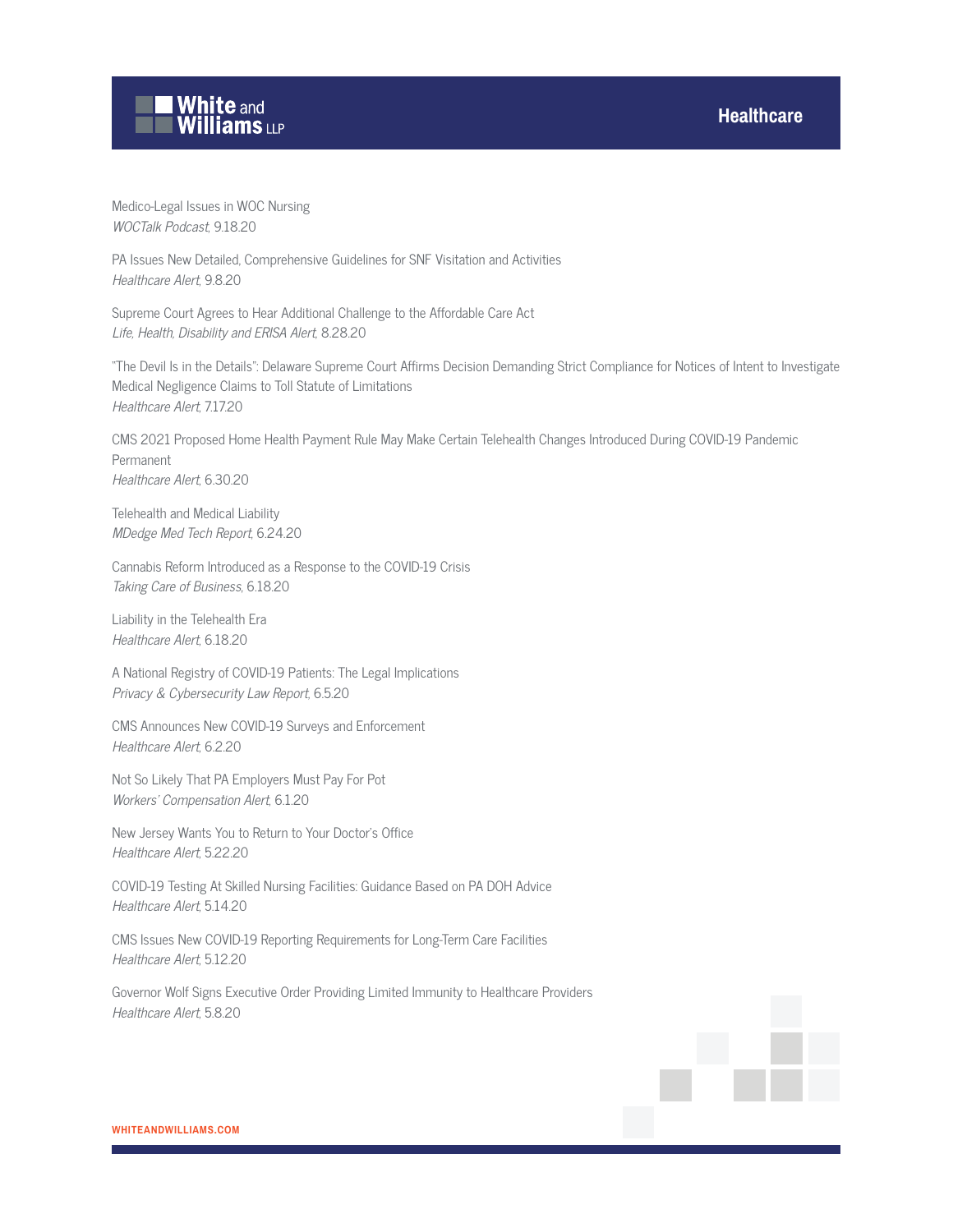Medico-Legal Issues in WOC Nursing
*WOCTalk Podcast*, 9.18.20

PA Issues New Detailed, Comprehensive Guidelines for SNF Visitation and Activities
*Healthcare Alert*, 9.8.20

Supreme Court Agrees to Hear Additional Challenge to the Affordable Care Act
*Life, Health, Disability and ERISA Alert*, 8.28.20

"The Devil Is in the Details": Delaware Supreme Court Affirms Decision Demanding Strict Compliance for Notices of Intent to Investigate Medical Negligence Claims to Toll Statute of Limitations
*Healthcare Alert*, 7.17.20

CMS 2021 Proposed Home Health Payment Rule May Make Certain Telehealth Changes Introduced During COVID-19 Pandemic Permanent
*Healthcare Alert*, 6.30.20

Telehealth and Medical Liability
*MDedge Med Tech Report*, 6.24.20

Cannabis Reform Introduced as a Response to the COVID-19 Crisis
*Taking Care of Business*, 6.18.20

Liability in the Telehealth Era
*Healthcare Alert*, 6.18.20

A National Registry of COVID-19 Patients: The Legal Implications
*Privacy & Cybersecurity Law Report*, 6.5.20

CMS Announces New COVID-19 Surveys and Enforcement
*Healthcare Alert*, 6.2.20

Not So Likely That PA Employers Must Pay For Pot
*Workers' Compensation Alert*, 6.1.20

New Jersey Wants You to Return to Your Doctor's Office
*Healthcare Alert*, 5.22.20

COVID-19 Testing At Skilled Nursing Facilities: Guidance Based on PA DOH Advice
*Healthcare Alert*, 5.14.20

CMS Issues New COVID-19 Reporting Requirements for Long-Term Care Facilities
*Healthcare Alert*, 5.12.20

Governor Wolf Signs Executive Order Providing Limited Immunity to Healthcare Providers
*Healthcare Alert*, 5.8.20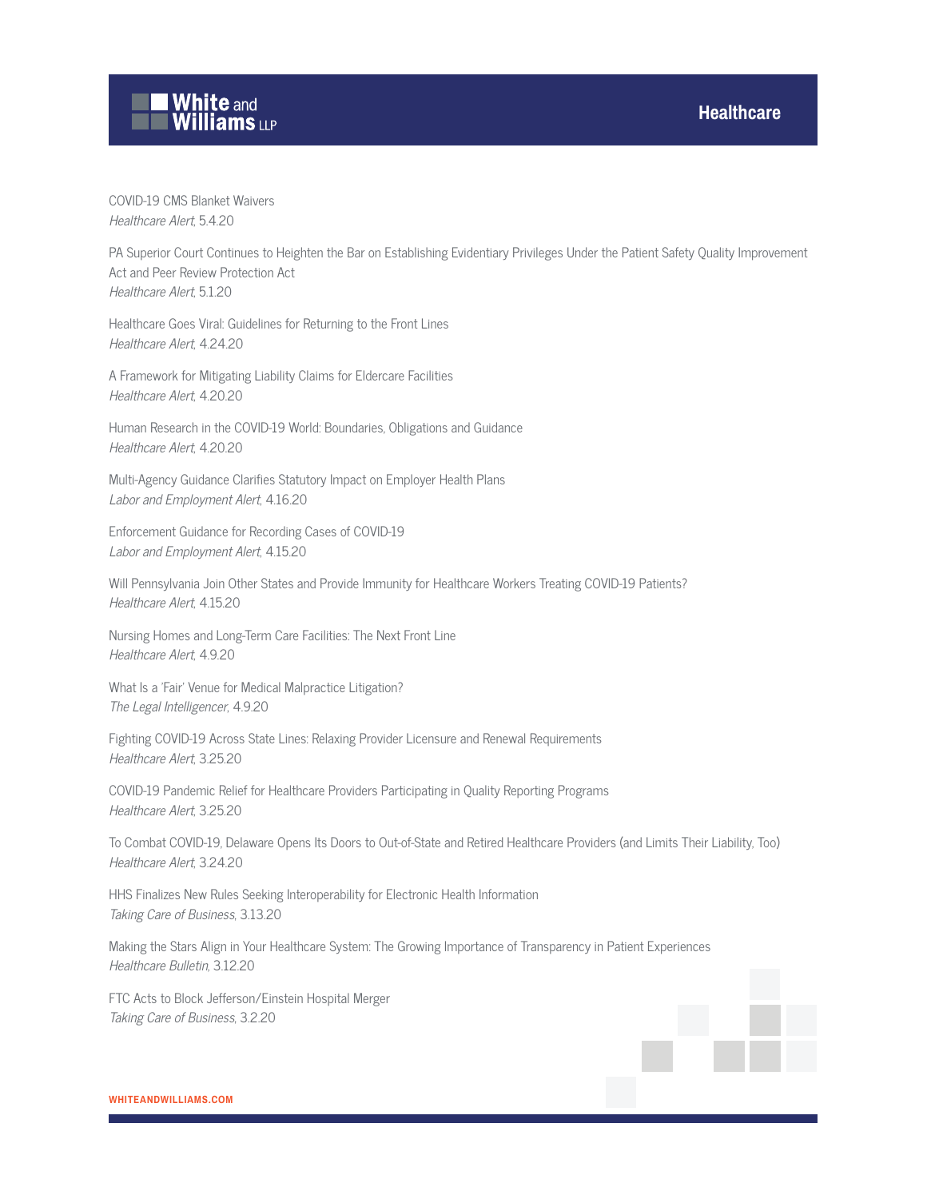COVID-19 CMS Blanket Waivers
*Healthcare Alert*, 5.4.20

PA Superior Court Continues to Heighten the Bar on Establishing Evidentiary Privileges Under the Patient Safety Quality Improvement Act and Peer Review Protection Act
*Healthcare Alert*, 5.1.20

Healthcare Goes Viral: Guidelines for Returning to the Front Lines
*Healthcare Alert*, 4.24.20

A Framework for Mitigating Liability Claims for Eldercare Facilities
*Healthcare Alert*, 4.20.20

Human Research in the COVID-19 World: Boundaries, Obligations and Guidance
*Healthcare Alert*, 4.20.20

Multi-Agency Guidance Clarifies Statutory Impact on Employer Health Plans
*Labor and Employment Alert*, 4.16.20

Enforcement Guidance for Recording Cases of COVID-19
*Labor and Employment Alert*, 4.15.20

Will Pennsylvania Join Other States and Provide Immunity for Healthcare Workers Treating COVID-19 Patients?
*Healthcare Alert*, 4.15.20

Nursing Homes and Long-Term Care Facilities: The Next Front Line
*Healthcare Alert*, 4.9.20

What Is a 'Fair' Venue for Medical Malpractice Litigation?
*The Legal Intelligencer*, 4.9.20

Fighting COVID-19 Across State Lines: Relaxing Provider Licensure and Renewal Requirements
*Healthcare Alert*, 3.25.20

COVID-19 Pandemic Relief for Healthcare Providers Participating in Quality Reporting Programs
*Healthcare Alert*, 3.25.20

To Combat COVID-19, Delaware Opens Its Doors to Out-of-State and Retired Healthcare Providers (and Limits Their Liability, Too)
*Healthcare Alert*, 3.24.20

HHS Finalizes New Rules Seeking Interoperability for Electronic Health Information
*Taking Care of Business*, 3.13.20

Making the Stars Align in Your Healthcare System: The Growing Importance of Transparency in Patient Experiences
*Healthcare Bulletin*, 3.12.20

FTC Acts to Block Jefferson/Einstein Hospital Merger
*Taking Care of Business*, 3.2.20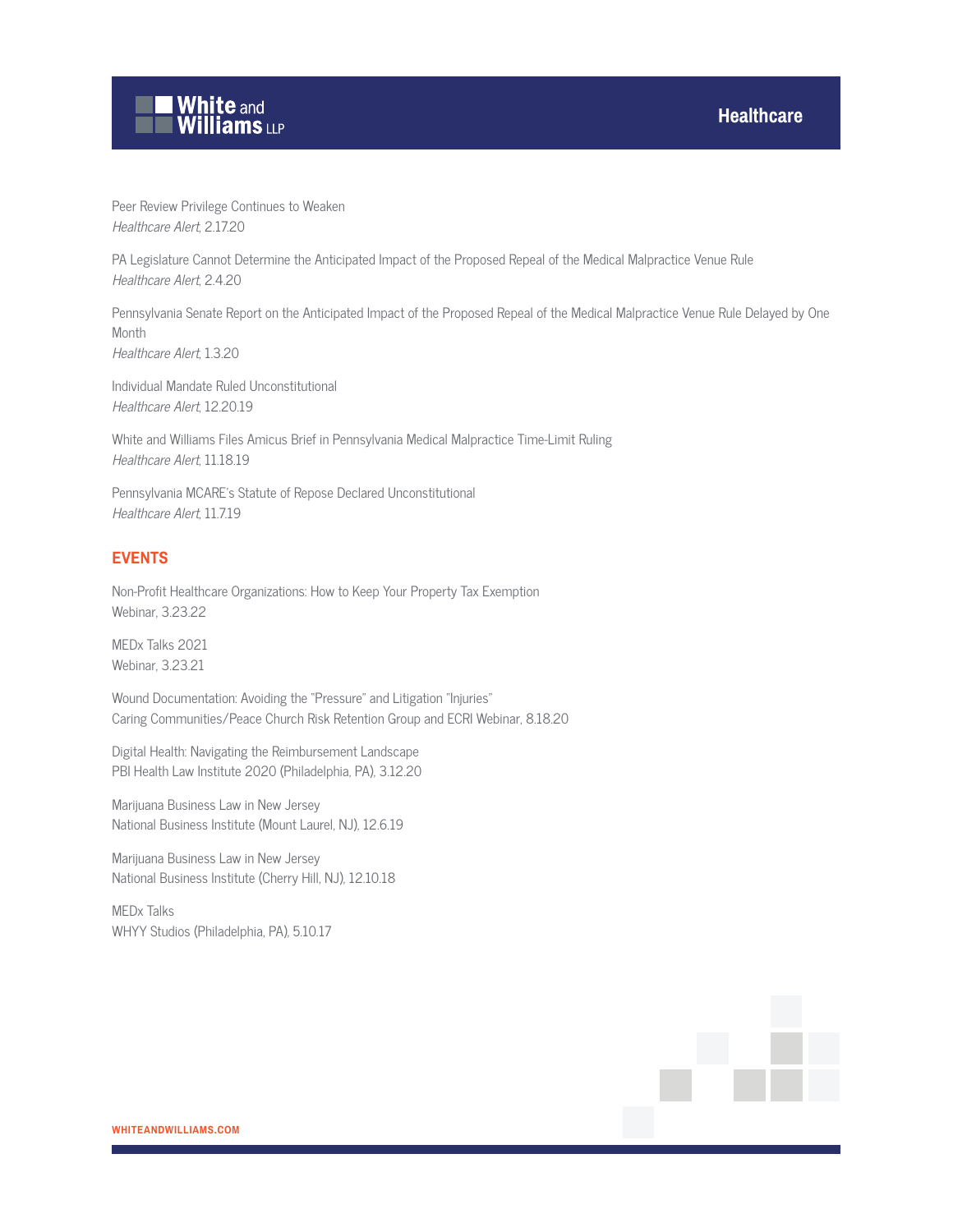Peer Review Privilege Continues to Weaken
*Healthcare Alert*, 2.17.20

PA Legislature Cannot Determine the Anticipated Impact of the Proposed Repeal of the Medical Malpractice Venue Rule
*Healthcare Alert*, 2.4.20

Pennsylvania Senate Report on the Anticipated Impact of the Proposed Repeal of the Medical Malpractice Venue Rule Delayed by One Month
*Healthcare Alert*, 1.3.20

Individual Mandate Ruled Unconstitutional
*Healthcare Alert*, 12.20.19

White and Williams Files Amicus Brief in Pennsylvania Medical Malpractice Time-Limit Ruling
*Healthcare Alert*, 11.18.19

Pennsylvania MCARE's Statute of Repose Declared Unconstitutional
*Healthcare Alert*, 11.7.19

## EVENTS

Non-Profit Healthcare Organizations: How to Keep Your Property Tax Exemption
Webinar, 3.23.22

MEDx Talks 2021
Webinar, 3.23.21

Wound Documentation: Avoiding the "Pressure" and Litigation "Injuries"
Caring Communities/Peace Church Risk Retention Group and ECRI Webinar, 8.18.20

Digital Health: Navigating the Reimbursement Landscape
PBI Health Law Institute 2020 (Philadelphia, PA), 3.12.20

Marijuana Business Law in New Jersey
National Business Institute (Mount Laurel, NJ), 12.6.19

Marijuana Business Law in New Jersey
National Business Institute (Cherry Hill, NJ), 12.10.18

MEDx Talks
WHYY Studios (Philadelphia, PA), 5.10.17